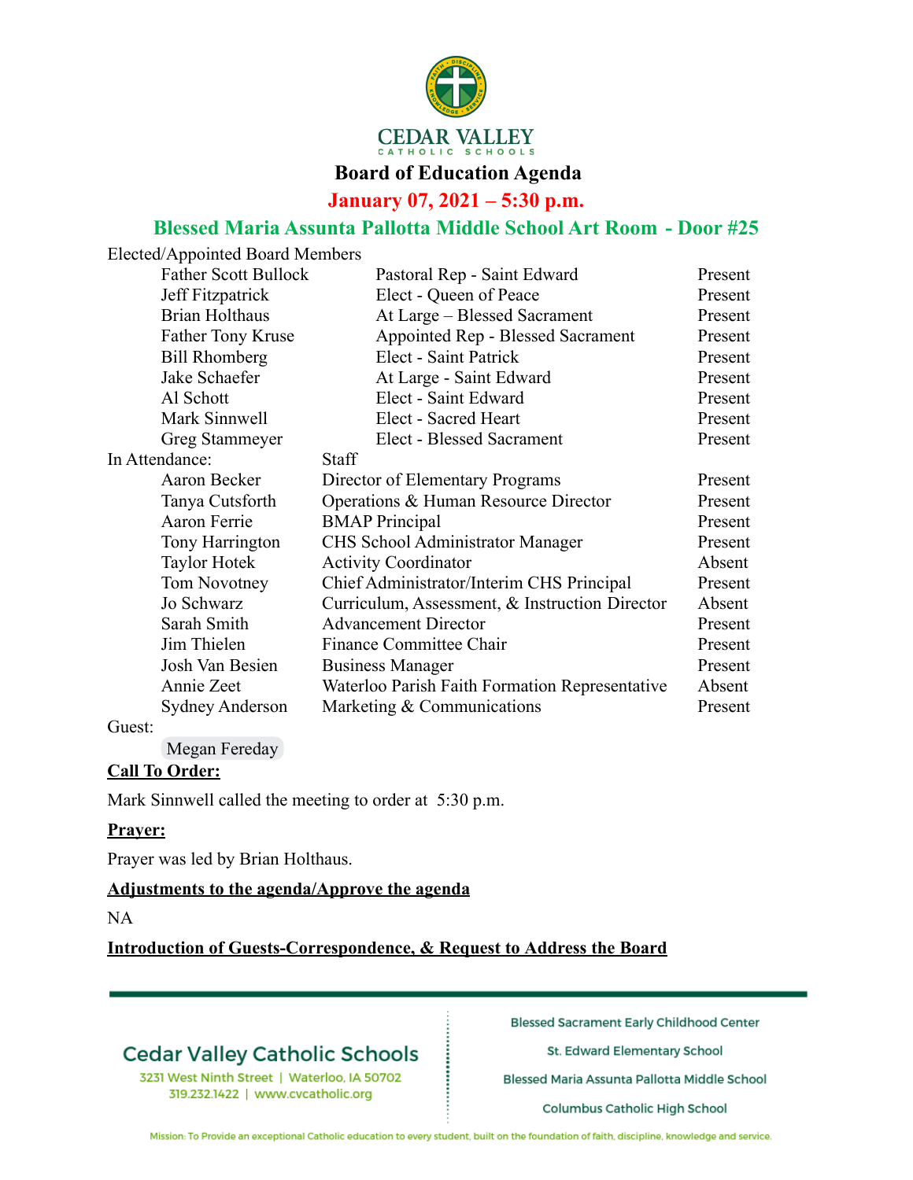# Board of Education Agenda

## January 07, 2021 – 5:30 p.m.

## Blessed Maria Assunta Pallotta Middle School Art Room - Door #25

Elected/Appointed Board Members

| Name | Position | Attendance |
|---|---|---|
| Father Scott Bullock | Pastoral Rep - Saint Edward | Present |
| Jeff Fitzpatrick | Elect - Queen of Peace | Present |
| Brian Holthaus | At Large – Blessed Sacrament | Present |
| Father Tony Kruse | Appointed Rep - Blessed Sacrament | Present |
| Bill Rhomberg | Elect - Saint Patrick | Present |
| Jake Schaefer | At Large - Saint Edward | Present |
| Al Schott | Elect - Saint Edward | Present |
| Mark Sinnwell | Elect - Sacred Heart | Present |
| Greg Stammeyer | Elect - Blessed Sacrament | Present |

In Attendance: Staff

| Name | Position | Attendance |
|---|---|---|
| Aaron Becker | Director of Elementary Programs | Present |
| Tanya Cutsforth | Operations & Human Resource Director | Present |
| Aaron Ferrie | BMAP Principal | Present |
| Tony Harrington | CHS School Administrator Manager | Present |
| Taylor Hotek | Activity Coordinator | Absent |
| Tom Novotney | Chief Administrator/Interim CHS Principal | Present |
| Jo Schwarz | Curriculum, Assessment, & Instruction Director | Absent |
| Sarah Smith | Advancement Director | Present |
| Jim Thielen | Finance Committee Chair | Present |
| Josh Van Besien | Business Manager | Present |
| Annie Zeet | Waterloo Parish Faith Formation Representative | Absent |
| Sydney Anderson | Marketing & Communications | Present |

Guest:

Megan Fereday

**Call To Order:**

Mark Sinnwell called the meeting to order at 5:30 p.m.

**Prayer:**

Prayer was led by Brian Holthaus.

**Adjustments to the agenda/Approve the agenda**

NA

**Introduction of Guests-Correspondence, & Request to Address the Board**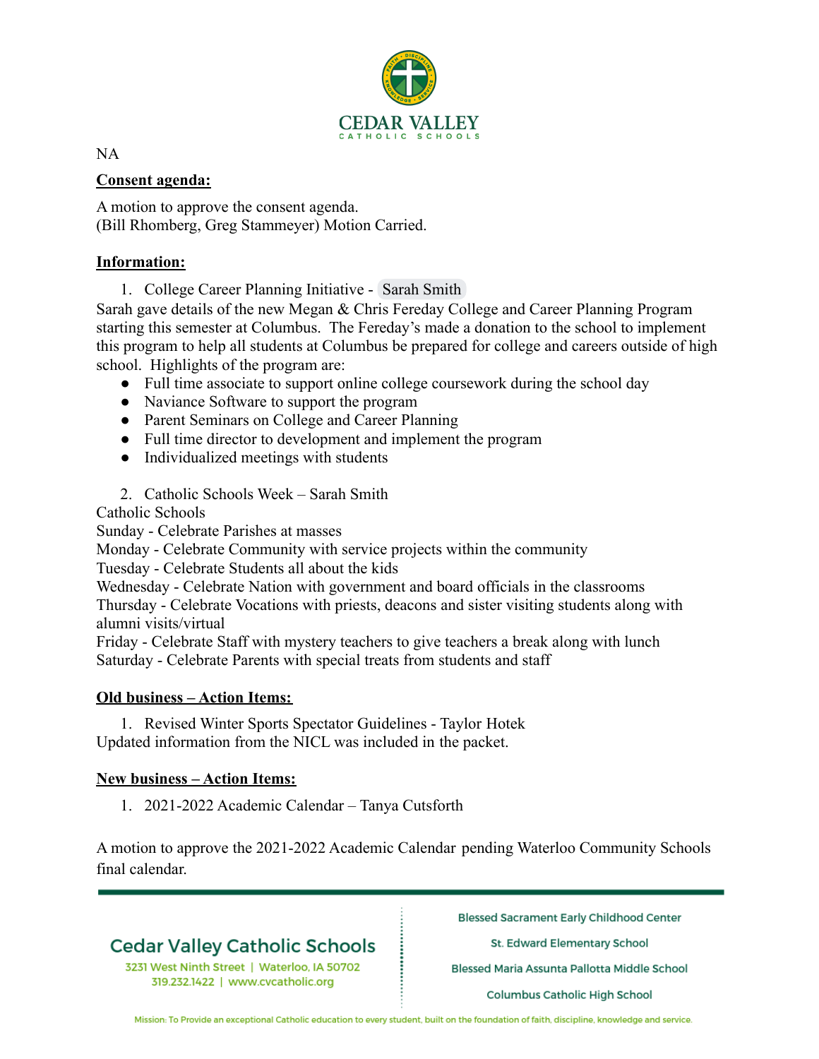NA

**Consent agenda:**

A motion to approve the consent agenda.
(Bill Rhomberg, Greg Stammeyer) Motion Carried.

**Information:**

1. College Career Planning Initiative - Sarah Smith

Sarah gave details of the new Megan & Chris Fereday College and Career Planning Program starting this semester at Columbus. The Fereday's made a donation to the school to implement this program to help all students at Columbus be prepared for college and careers outside of high school. Highlights of the program are:

- Full time associate to support online college coursework during the school day
- Naviance Software to support the program
- Parent Seminars on College and Career Planning
- Full time director to development and implement the program
- Individualized meetings with students

2. Catholic Schools Week – Sarah Smith

Catholic Schools
Sunday - Celebrate Parishes at masses
Monday - Celebrate Community with service projects within the community
Tuesday - Celebrate Students all about the kids
Wednesday - Celebrate Nation with government and board officials in the classrooms
Thursday - Celebrate Vocations with priests, deacons and sister visiting students along with alumni visits/virtual
Friday - Celebrate Staff with mystery teachers to give teachers a break along with lunch
Saturday - Celebrate Parents with special treats from students and staff

**Old business – Action Items:**

1. Revised Winter Sports Spectator Guidelines - Taylor Hotek

Updated information from the NICL was included in the packet.

**New business – Action Items:**

1. 2021-2022 Academic Calendar – Tanya Cutsforth

A motion to approve the 2021-2022 Academic Calendar pending Waterloo Community Schools final calendar.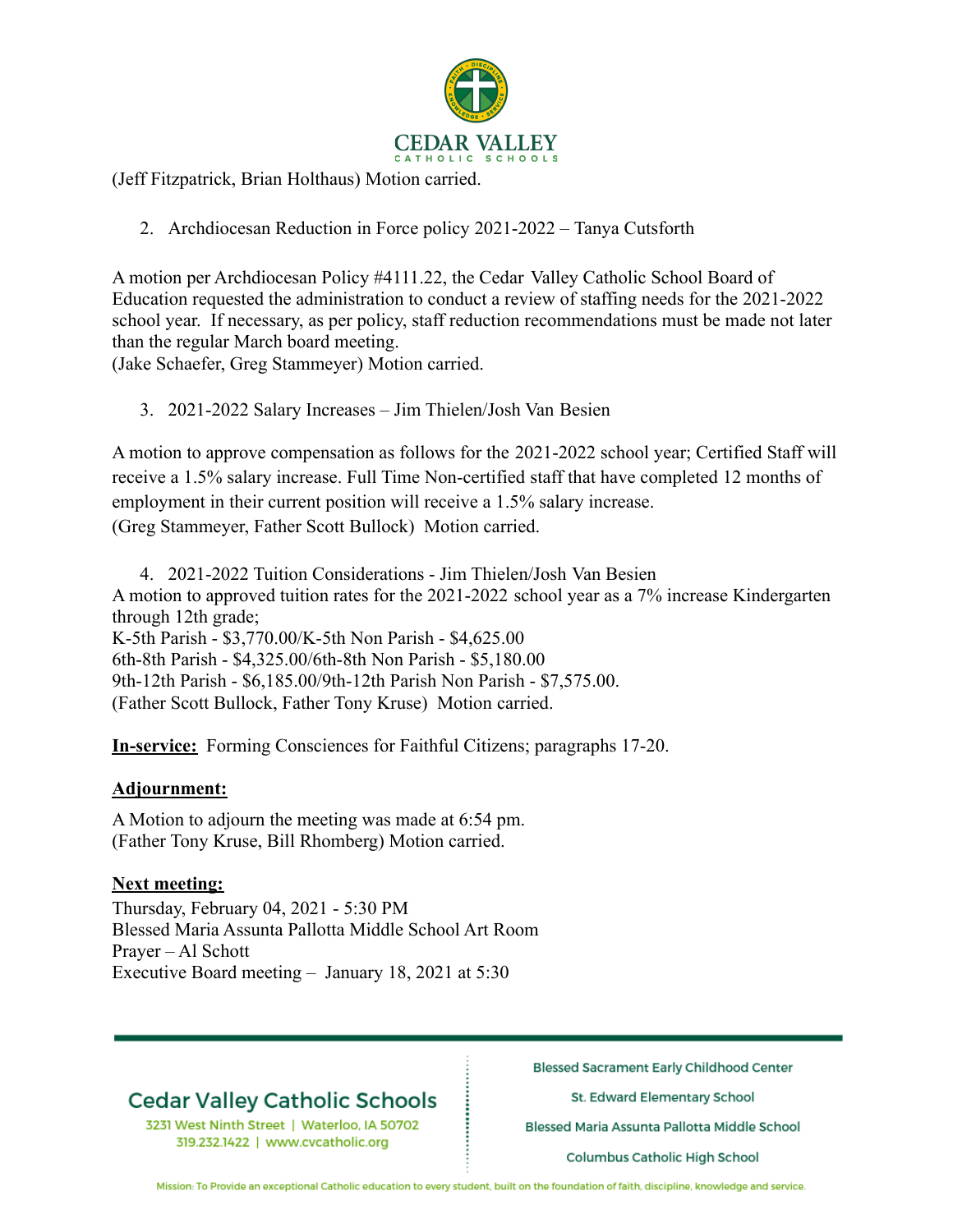(Jeff Fitzpatrick, Brian Holthaus) Motion carried.

2. Archdiocesan Reduction in Force policy 2021-2022 – Tanya Cutsforth

A motion per Archdiocesan Policy #4111.22, the Cedar Valley Catholic School Board of Education requested the administration to conduct a review of staffing needs for the 2021-2022 school year. If necessary, as per policy, staff reduction recommendations must be made not later than the regular March board meeting.
(Jake Schaefer, Greg Stammeyer) Motion carried.

3. 2021-2022 Salary Increases – Jim Thielen/Josh Van Besien

A motion to approve compensation as follows for the 2021-2022 school year; Certified Staff will receive a 1.5% salary increase. Full Time Non-certified staff that have completed 12 months of employment in their current position will receive a 1.5% salary increase.
(Greg Stammeyer, Father Scott Bullock) Motion carried.

4. 2021-2022 Tuition Considerations - Jim Thielen/Josh Van Besien

A motion to approved tuition rates for the 2021-2022 school year as a 7% increase Kindergarten through 12th grade;
K-5th Parish - $3,770.00/K-5th Non Parish - $4,625.00
6th-8th Parish - $4,325.00/6th-8th Non Parish - $5,180.00
9th-12th Parish - $6,185.00/9th-12th Parish Non Parish - $7,575.00.
(Father Scott Bullock, Father Tony Kruse) Motion carried.

**<u>In-service:</u>** Forming Consciences for Faithful Citizens; paragraphs 17-20.

**<u>Adjournment:</u>**

A Motion to adjourn the meeting was made at 6:54 pm.
(Father Tony Kruse, Bill Rhomberg) Motion carried.

**<u>Next meeting:</u>**

Thursday, February 04, 2021 - 5:30 PM
Blessed Maria Assunta Pallotta Middle School Art Room
Prayer – Al Schott
Executive Board meeting – January 18, 2021 at 5:30